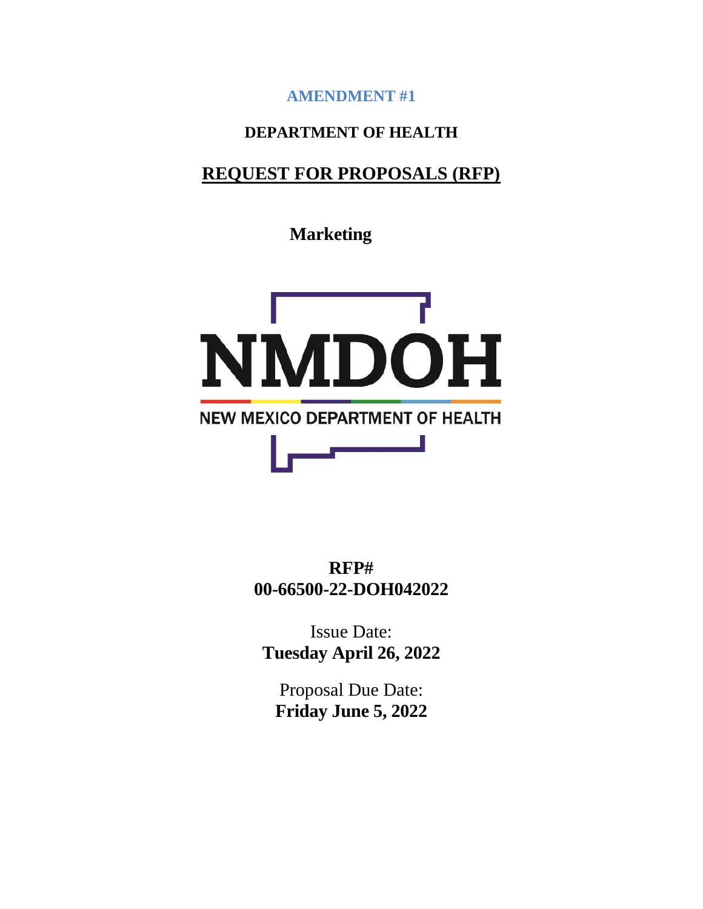**AMENDMENT #1**

**DEPARTMENT OF HEALTH**

# REQUEST FOR PROPOSALS (RFP)

**Marketing**

NMDOH

NEW MEXICO DEPARTMENT OF HEALTH

**RFP#**
**00-66500-22-DOH042022**

Issue Date:
**Tuesday April 26, 2022**

Proposal Due Date:
**Friday June 5, 2022**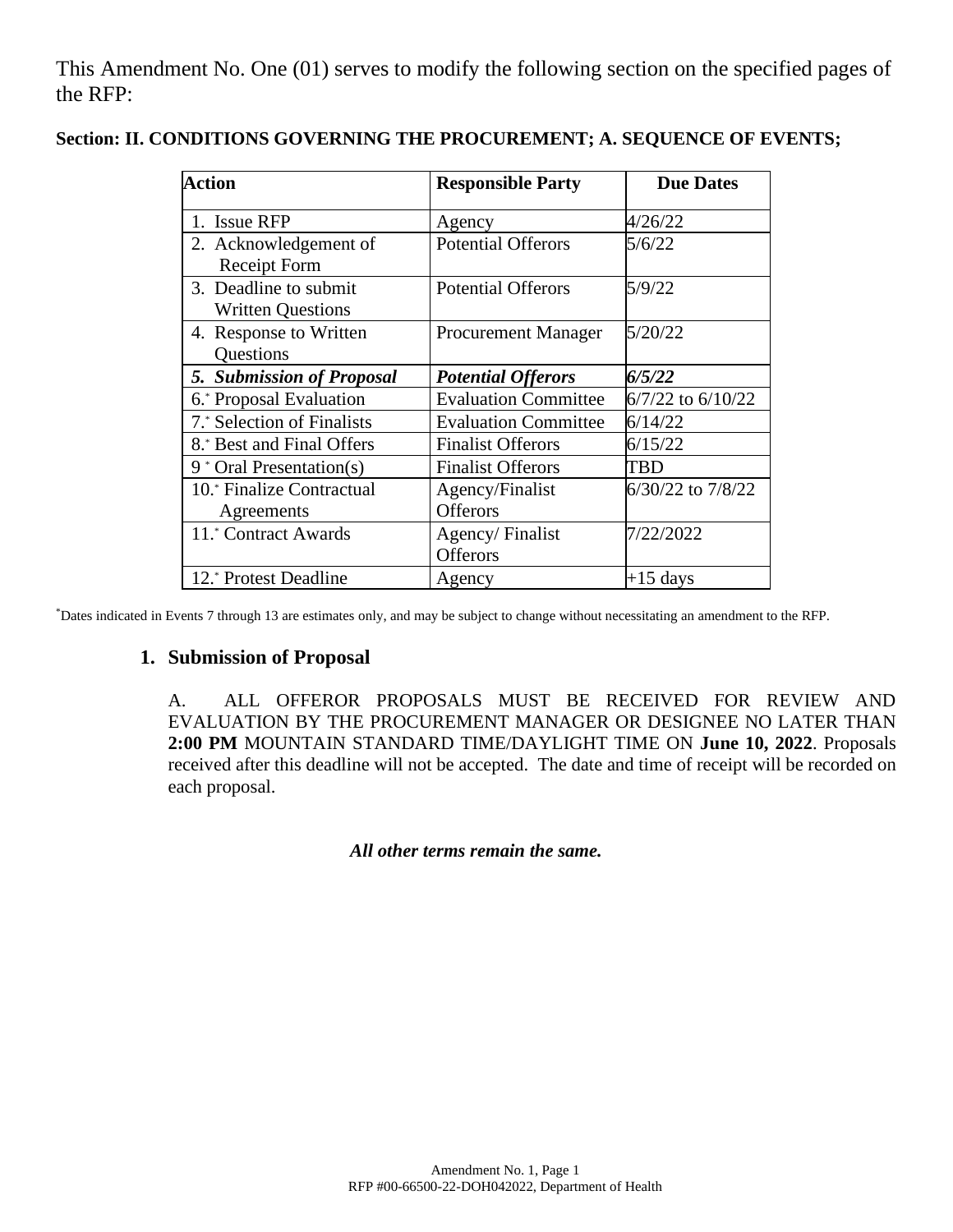This Amendment No. One (01) serves to modify the following section on the specified pages of the RFP:

**Section: II. CONDITIONS GOVERNING THE PROCUREMENT; A. SEQUENCE OF EVENTS;**

| Action | Responsible Party | Due Dates |
|---|---|---|
| 1. Issue RFP | Agency | 4/26/22 |
| 2. Acknowledgement of Receipt Form | Potential Offerors | 5/6/22 |
| 3. Deadline to submit Written Questions | Potential Offerors | 5/9/22 |
| 4. Response to Written Questions | Procurement Manager | 5/20/22 |
| ***5. Submission of Proposal*** | ***Potential Offerors*** | ***6/5/22*** |
| 6.* Proposal Evaluation | Evaluation Committee | 6/7/22 to 6/10/22 |
| 7.* Selection of Finalists | Evaluation Committee | 6/14/22 |
| 8.* Best and Final Offers | Finalist Offerors | 6/15/22 |
| 9 * Oral Presentation(s) | Finalist Offerors | TBD |
| 10.* Finalize Contractual Agreements | Agency/Finalist Offerors | 6/30/22 to 7/8/22 |
| 11.* Contract Awards | Agency/ Finalist Offerors | 7/22/2022 |
| 12.* Protest Deadline | Agency | +15 days |

*Dates indicated in Events 7 through 13 are estimates only, and may be subject to change without necessitating an amendment to the RFP.

### 1. Submission of Proposal

A. ALL OFFEROR PROPOSALS MUST BE RECEIVED FOR REVIEW AND EVALUATION BY THE PROCUREMENT MANAGER OR DESIGNEE NO LATER THAN **2:00 PM** MOUNTAIN STANDARD TIME/DAYLIGHT TIME ON **June 10, 2022**. Proposals received after this deadline will not be accepted. The date and time of receipt will be recorded on each proposal.

***All other terms remain the same.***